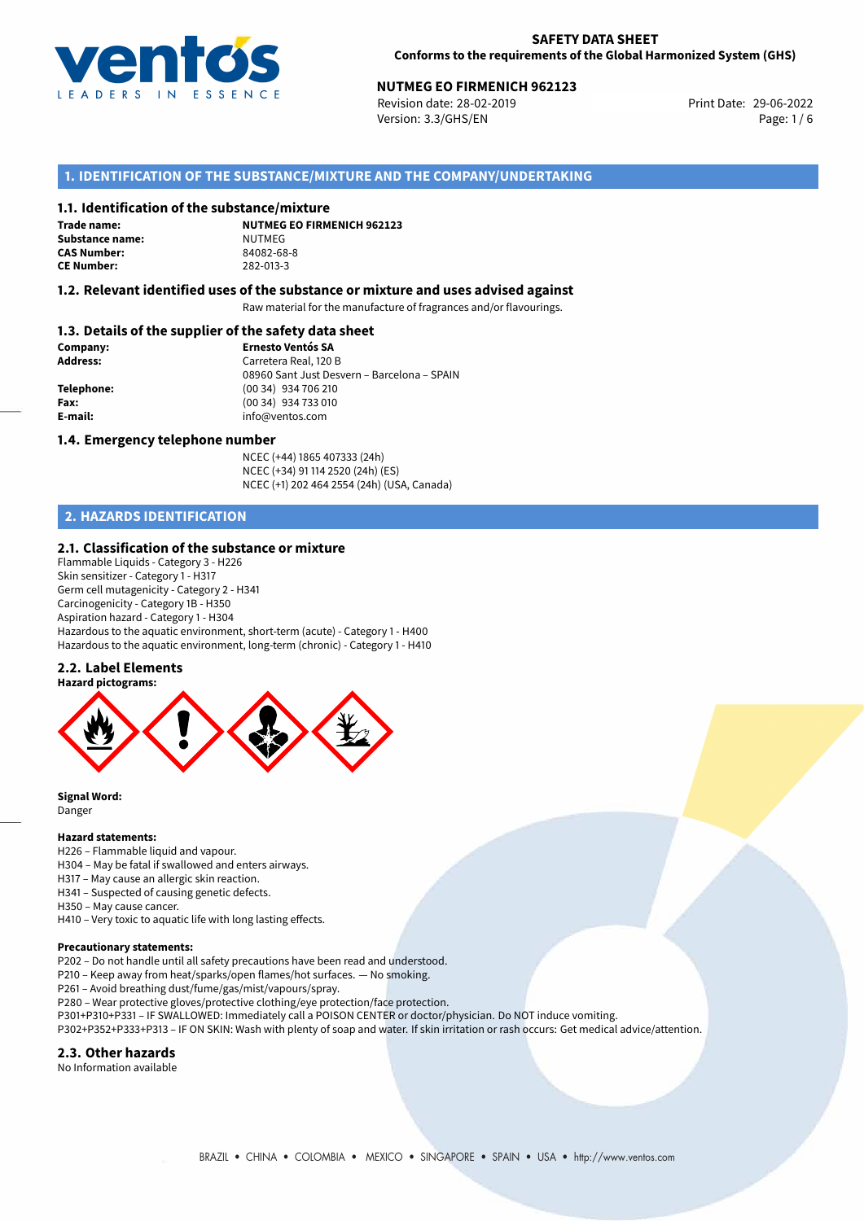# SAFETY DATA SHEET
**Conforms to the requirements of the Global Harmonized System (GHS)**

**NUTMEG EO FIRMENICH 962123**
Revision date: 28-02-2019
Version: 3.3/GHS/EN
Print Date: 29-06-2022

## 1. IDENTIFICATION OF THE SUBSTANCE/MIXTURE AND THE COMPANY/UNDERTAKING

### 1.1. Identification of the substance/mixture

**Trade name:** **NUTMEG EO FIRMENICH 962123**
**Substance name:** NUTMEG
**CAS Number:** 84082-68-8
**CE Number:** 282-013-3

### 1.2. Relevant identified uses of the substance or mixture and uses advised against

Raw material for the manufacture of fragrances and/or flavourings.

### 1.3. Details of the supplier of the safety data sheet

**Company:** **Ernesto Ventós SA**
**Address:** Carretera Real, 120 B
08960 Sant Just Desvern – Barcelona – SPAIN
**Telephone:** (00 34) 934 706 210
**Fax:** (00 34) 934 733 010
**E-mail:** info@ventos.com

### 1.4. Emergency telephone number

NCEC (+44) 1865 407333 (24h)
NCEC (+34) 91 114 2520 (24h) (ES)
NCEC (+1) 202 464 2554 (24h) (USA, Canada)

## 2. HAZARDS IDENTIFICATION

### 2.1. Classification of the substance or mixture

Flammable Liquids - Category 3 - H226
Skin sensitizer - Category 1 - H317
Germ cell mutagenicity - Category 2 - H341
Carcinogenicity - Category 1B - H350
Aspiration hazard - Category 1 - H304
Hazardous to the aquatic environment, short-term (acute) - Category 1 - H400
Hazardous to the aquatic environment, long-term (chronic) - Category 1 - H410

### 2.2. Label Elements

**Hazard pictograms:**

**Signal Word:**
Danger

**Hazard statements:**
H226 – Flammable liquid and vapour.
H304 – May be fatal if swallowed and enters airways.
H317 – May cause an allergic skin reaction.
H341 – Suspected of causing genetic defects.
H350 – May cause cancer.
H410 – Very toxic to aquatic life with long lasting effects.

**Precautionary statements:**
P202 – Do not handle until all safety precautions have been read and understood.
P210 – Keep away from heat/sparks/open flames/hot surfaces. — No smoking.
P261 – Avoid breathing dust/fume/gas/mist/vapours/spray.
P280 – Wear protective gloves/protective clothing/eye protection/face protection.
P301+P310+P331 – IF SWALLOWED: Immediately call a POISON CENTER or doctor/physician. Do NOT induce vomiting.
P302+P352+P333+P313 – IF ON SKIN: Wash with plenty of soap and water. If skin irritation or rash occurs: Get medical advice/attention.

### 2.3. Other hazards

No Information available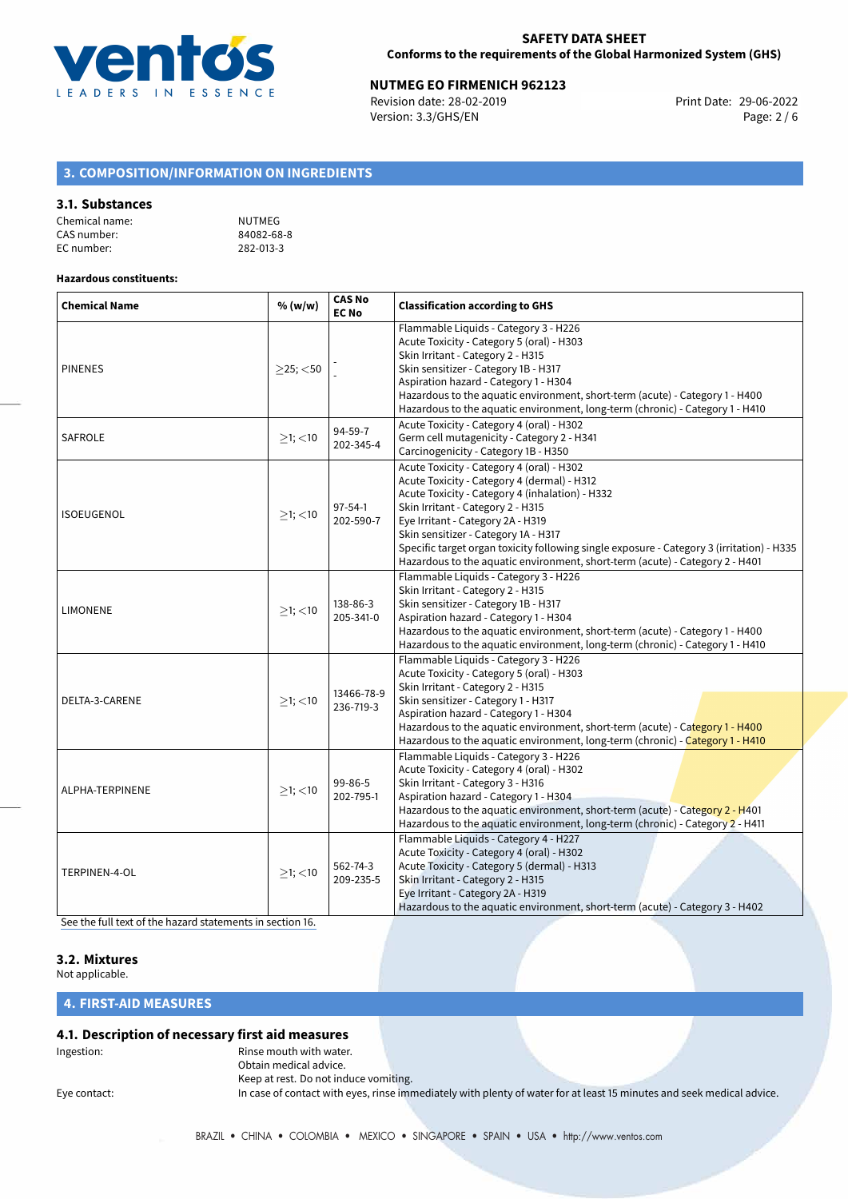## 3. COMPOSITION/INFORMATION ON INGREDIENTS

### 3.1. Substances

Chemical name: NUTMEG
CAS number: 84082-68-8
EC number: 282-013-3

**Hazardous constituents:**

| Chemical Name | % (w/w) | CAS No EC No | Classification according to GHS |
|---|---|---|---|
| PINENES | $\geq$25; $<$50 | - - | Flammable Liquids - Category 3 - H226<br>Acute Toxicity - Category 5 (oral) - H303<br>Skin Irritant - Category 2 - H315<br>Skin sensitizer - Category 1B - H317<br>Aspiration hazard - Category 1 - H304<br>Hazardous to the aquatic environment, short-term (acute) - Category 1 - H400<br>Hazardous to the aquatic environment, long-term (chronic) - Category 1 - H410 |
| SAFROLE | $\geq$1; $<$10 | 94-59-7 202-345-4 | Acute Toxicity - Category 4 (oral) - H302<br>Germ cell mutagenicity - Category 2 - H341<br>Carcinogenicity - Category 1B - H350 |
| ISOEUGENOL | $\geq$1; $<$10 | 97-54-1 202-590-7 | Acute Toxicity - Category 4 (oral) - H302<br>Acute Toxicity - Category 4 (dermal) - H312<br>Acute Toxicity - Category 4 (inhalation) - H332<br>Skin Irritant - Category 2 - H315<br>Eye Irritant - Category 2A - H319<br>Skin sensitizer - Category 1A - H317<br>Specific target organ toxicity following single exposure - Category 3 (irritation) - H335<br>Hazardous to the aquatic environment, short-term (acute) - Category 2 - H401 |
| LIMONENE | $\geq$1; $<$10 | 138-86-3 205-341-0 | Flammable Liquids - Category 3 - H226<br>Skin Irritant - Category 2 - H315<br>Skin sensitizer - Category 1B - H317<br>Aspiration hazard - Category 1 - H304<br>Hazardous to the aquatic environment, short-term (acute) - Category 1 - H400<br>Hazardous to the aquatic environment, long-term (chronic) - Category 1 - H410 |
| DELTA-3-CARENE | $\geq$1; $<$10 | 13466-78-9 236-719-3 | Flammable Liquids - Category 3 - H226<br>Acute Toxicity - Category 5 (oral) - H303<br>Skin Irritant - Category 2 - H315<br>Skin sensitizer - Category 1 - H317<br>Aspiration hazard - Category 1 - H304<br>Hazardous to the aquatic environment, short-term (acute) - Category 1 - H400<br>Hazardous to the aquatic environment, long-term (chronic) - Category 1 - H410 |
| ALPHA-TERPINENE | $\geq$1; $<$10 | 99-86-5 202-795-1 | Flammable Liquids - Category 3 - H226<br>Acute Toxicity - Category 4 (oral) - H302<br>Skin Irritant - Category 3 - H316<br>Aspiration hazard - Category 1 - H304<br>Hazardous to the aquatic environment, short-term (acute) - Category 2 - H401<br>Hazardous to the aquatic environment, long-term (chronic) - Category 2 - H411 |
| TERPINEN-4-OL | $\geq$1; $<$10 | 562-74-3 209-235-5 | Flammable Liquids - Category 4 - H227<br>Acute Toxicity - Category 4 (oral) - H302<br>Acute Toxicity - Category 5 (dermal) - H313<br>Skin Irritant - Category 2 - H315<br>Eye Irritant - Category 2A - H319<br>Hazardous to the aquatic environment, short-term (acute) - Category 3 - H402 |

See the full text of the hazard statements in section 16.

### 3.2. Mixtures

Not applicable.

## 4. FIRST-AID MEASURES

### 4.1. Description of necessary first aid measures

Ingestion: Rinse mouth with water.
Obtain medical advice.
Keep at rest. Do not induce vomiting.

Eye contact: In case of contact with eyes, rinse immediately with plenty of water for at least 15 minutes and seek medical advice.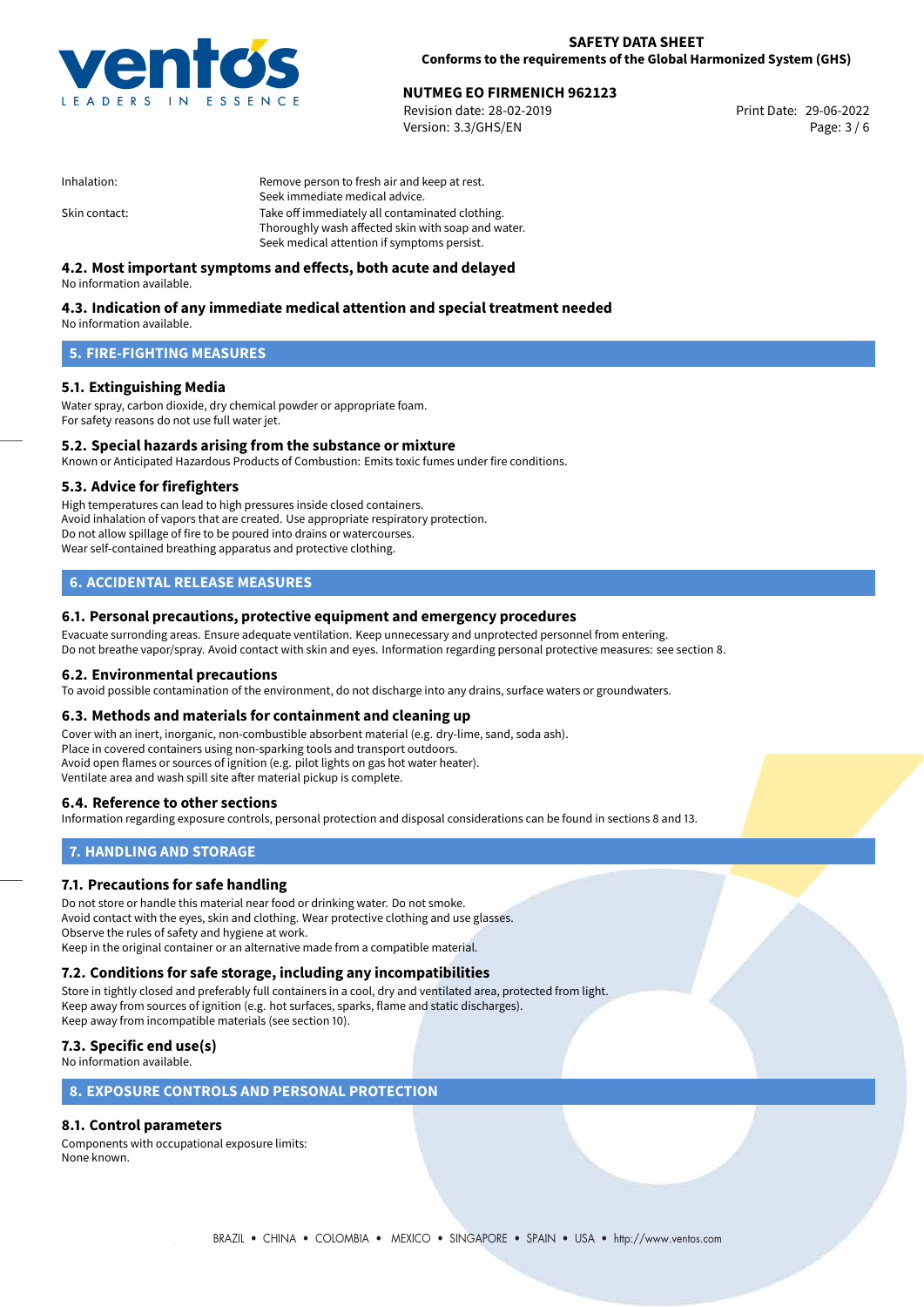| | |
|---|---|
| Inhalation: | Remove person to fresh air and keep at rest.<br>Seek immediate medical advice. |
| Skin contact: | Take off immediately all contaminated clothing.<br>Thoroughly wash affected skin with soap and water.<br>Seek medical attention if symptoms persist. |

### 4.2. Most important symptoms and effects, both acute and delayed

No information available.

### 4.3. Indication of any immediate medical attention and special treatment needed

No information available.

## 5. FIRE-FIGHTING MEASURES

### 5.1. Extinguishing Media

Water spray, carbon dioxide, dry chemical powder or appropriate foam.
For safety reasons do not use full water jet.

### 5.2. Special hazards arising from the substance or mixture

Known or Anticipated Hazardous Products of Combustion: Emits toxic fumes under fire conditions.

### 5.3. Advice for firefighters

High temperatures can lead to high pressures inside closed containers.
Avoid inhalation of vapors that are created. Use appropriate respiratory protection.
Do not allow spillage of fire to be poured into drains or watercourses.
Wear self-contained breathing apparatus and protective clothing.

## 6. ACCIDENTAL RELEASE MEASURES

### 6.1. Personal precautions, protective equipment and emergency procedures

Evacuate surronding areas. Ensure adequate ventilation. Keep unnecessary and unprotected personnel from entering.
Do not breathe vapor/spray. Avoid contact with skin and eyes. Information regarding personal protective measures: see section 8.

### 6.2. Environmental precautions

To avoid possible contamination of the environment, do not discharge into any drains, surface waters or groundwaters.

### 6.3. Methods and materials for containment and cleaning up

Cover with an inert, inorganic, non-combustible absorbent material (e.g. dry-lime, sand, soda ash).
Place in covered containers using non-sparking tools and transport outdoors.
Avoid open flames or sources of ignition (e.g. pilot lights on gas hot water heater).
Ventilate area and wash spill site after material pickup is complete.

### 6.4. Reference to other sections

Information regarding exposure controls, personal protection and disposal considerations can be found in sections 8 and 13.

## 7. HANDLING AND STORAGE

### 7.1. Precautions for safe handling

Do not store or handle this material near food or drinking water. Do not smoke.
Avoid contact with the eyes, skin and clothing. Wear protective clothing and use glasses.
Observe the rules of safety and hygiene at work.
Keep in the original container or an alternative made from a compatible material.

### 7.2. Conditions for safe storage, including any incompatibilities

Store in tightly closed and preferably full containers in a cool, dry and ventilated area, protected from light.
Keep away from sources of ignition (e.g. hot surfaces, sparks, flame and static discharges).
Keep away from incompatible materials (see section 10).

### 7.3. Specific end use(s)

No information available.

## 8. EXPOSURE CONTROLS AND PERSONAL PROTECTION

### 8.1. Control parameters

Components with occupational exposure limits:
None known.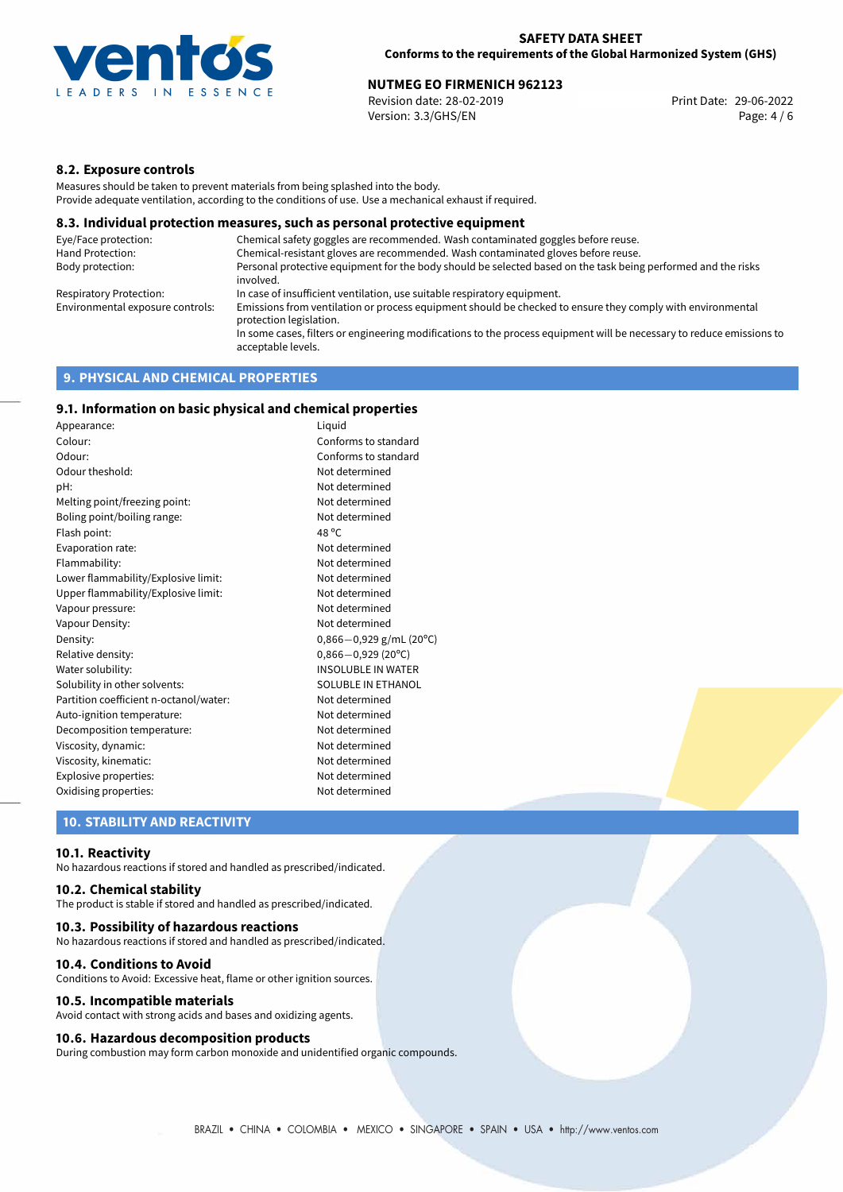### 8.2. Exposure controls

Measures should be taken to prevent materials from being splashed into the body.
Provide adequate ventilation, according to the conditions of use. Use a mechanical exhaust if required.

### 8.3. Individual protection measures, such as personal protective equipment

| | |
|---|---|
| Eye/Face protection: | Chemical safety goggles are recommended. Wash contaminated goggles before reuse. |
| Hand Protection: | Chemical-resistant gloves are recommended. Wash contaminated gloves before reuse. |
| Body protection: | Personal protective equipment for the body should be selected based on the task being performed and the risks involved. |
| Respiratory Protection: | In case of insufficient ventilation, use suitable respiratory equipment. |
| Environmental exposure controls: | Emissions from ventilation or process equipment should be checked to ensure they comply with environmental protection legislation. In some cases, filters or engineering modifications to the process equipment will be necessary to reduce emissions to acceptable levels. |

## 9. PHYSICAL AND CHEMICAL PROPERTIES

### 9.1. Information on basic physical and chemical properties

| | |
|---|---|
| Appearance: | Liquid |
| Colour: | Conforms to standard |
| Odour: | Conforms to standard |
| Odour theshold: | Not determined |
| pH: | Not determined |
| Melting point/freezing point: | Not determined |
| Boling point/boiling range: | Not determined |
| Flash point: | 48 °C |
| Evaporation rate: | Not determined |
| Flammability: | Not determined |
| Lower flammability/Explosive limit: | Not determined |
| Upper flammability/Explosive limit: | Not determined |
| Vapour pressure: | Not determined |
| Vapour Density: | Not determined |
| Density: | 0,866−0,929 g/mL (20°C) |
| Relative density: | 0,866−0,929 (20°C) |
| Water solubility: | INSOLUBLE IN WATER |
| Solubility in other solvents: | SOLUBLE IN ETHANOL |
| Partition coefficient n-octanol/water: | Not determined |
| Auto-ignition temperature: | Not determined |
| Decomposition temperature: | Not determined |
| Viscosity, dynamic: | Not determined |
| Viscosity, kinematic: | Not determined |
| Explosive properties: | Not determined |
| Oxidising properties: | Not determined |

## 10. STABILITY AND REACTIVITY

### 10.1. Reactivity

No hazardous reactions if stored and handled as prescribed/indicated.

### 10.2. Chemical stability

The product is stable if stored and handled as prescribed/indicated.

### 10.3. Possibility of hazardous reactions

No hazardous reactions if stored and handled as prescribed/indicated.

### 10.4. Conditions to Avoid

Conditions to Avoid: Excessive heat, flame or other ignition sources.

### 10.5. Incompatible materials

Avoid contact with strong acids and bases and oxidizing agents.

### 10.6. Hazardous decomposition products

During combustion may form carbon monoxide and unidentified organic compounds.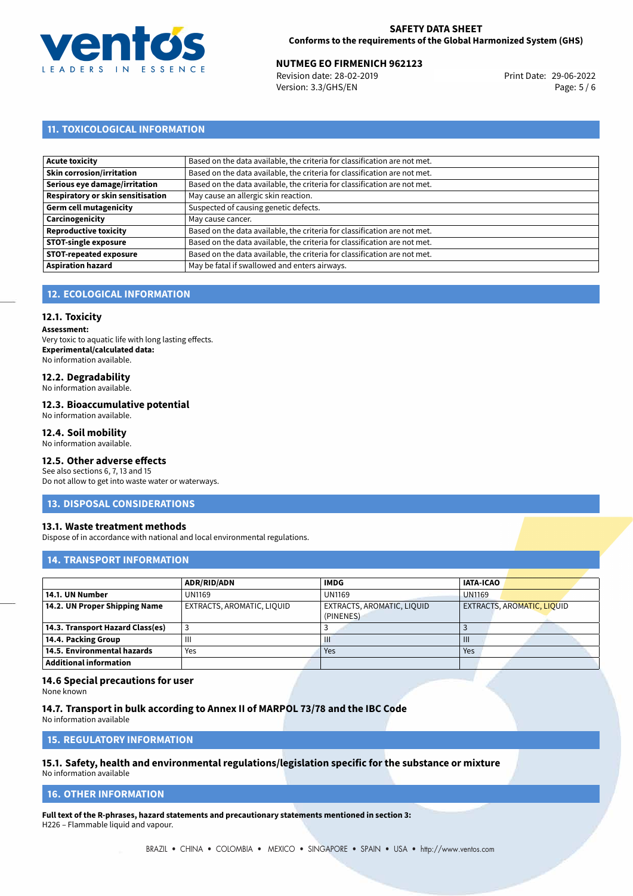## 11. TOXICOLOGICAL INFORMATION

| | |
|---|---|
| **Acute toxicity** | Based on the data available, the criteria for classification are not met. |
| **Skin corrosion/irritation** | Based on the data available, the criteria for classification are not met. |
| **Serious eye damage/irritation** | Based on the data available, the criteria for classification are not met. |
| **Respiratory or skin sensitisation** | May cause an allergic skin reaction. |
| **Germ cell mutagenicity** | Suspected of causing genetic defects. |
| **Carcinogenicity** | May cause cancer. |
| **Reproductive toxicity** | Based on the data available, the criteria for classification are not met. |
| **STOT-single exposure** | Based on the data available, the criteria for classification are not met. |
| **STOT-repeated exposure** | Based on the data available, the criteria for classification are not met. |
| **Aspiration hazard** | May be fatal if swallowed and enters airways. |

## 12. ECOLOGICAL INFORMATION

### 12.1. Toxicity

**Assessment:**
Very toxic to aquatic life with long lasting effects.
**Experimental/calculated data:**
No information available.

### 12.2. Degradability

No information available.

### 12.3. Bioaccumulative potential

No information available.

### 12.4. Soil mobility

No information available.

### 12.5. Other adverse effects

See also sections 6, 7, 13 and 15
Do not allow to get into waste water or waterways.

## 13. DISPOSAL CONSIDERATIONS

### 13.1. Waste treatment methods

Dispose of in accordance with national and local environmental regulations.

## 14. TRANSPORT INFORMATION

| | ADR/RID/ADN | IMDG | IATA-ICAO |
|---|---|---|---|
| **14.1. UN Number** | UN1169 | UN1169 | UN1169 |
| **14.2. UN Proper Shipping Name** | EXTRACTS, AROMATIC, LIQUID | EXTRACTS, AROMATIC, LIQUID (PINENES) | EXTRACTS, AROMATIC, LIQUID |
| **14.3. Transport Hazard Class(es)** | 3 | 3 | 3 |
| **14.4. Packing Group** | III | III | III |
| **14.5. Environmental hazards** | Yes | Yes | Yes |
| **Additional information** | | | |

### 14.6 Special precautions for user

None known

### 14.7. Transport in bulk according to Annex II of MARPOL 73/78 and the IBC Code

No information available

## 15. REGULATORY INFORMATION

### 15.1. Safety, health and environmental regulations/legislation specific for the substance or mixture

No information available

## 16. OTHER INFORMATION

**Full text of the R-phrases, hazard statements and precautionary statements mentioned in section 3:**
H226 – Flammable liquid and vapour.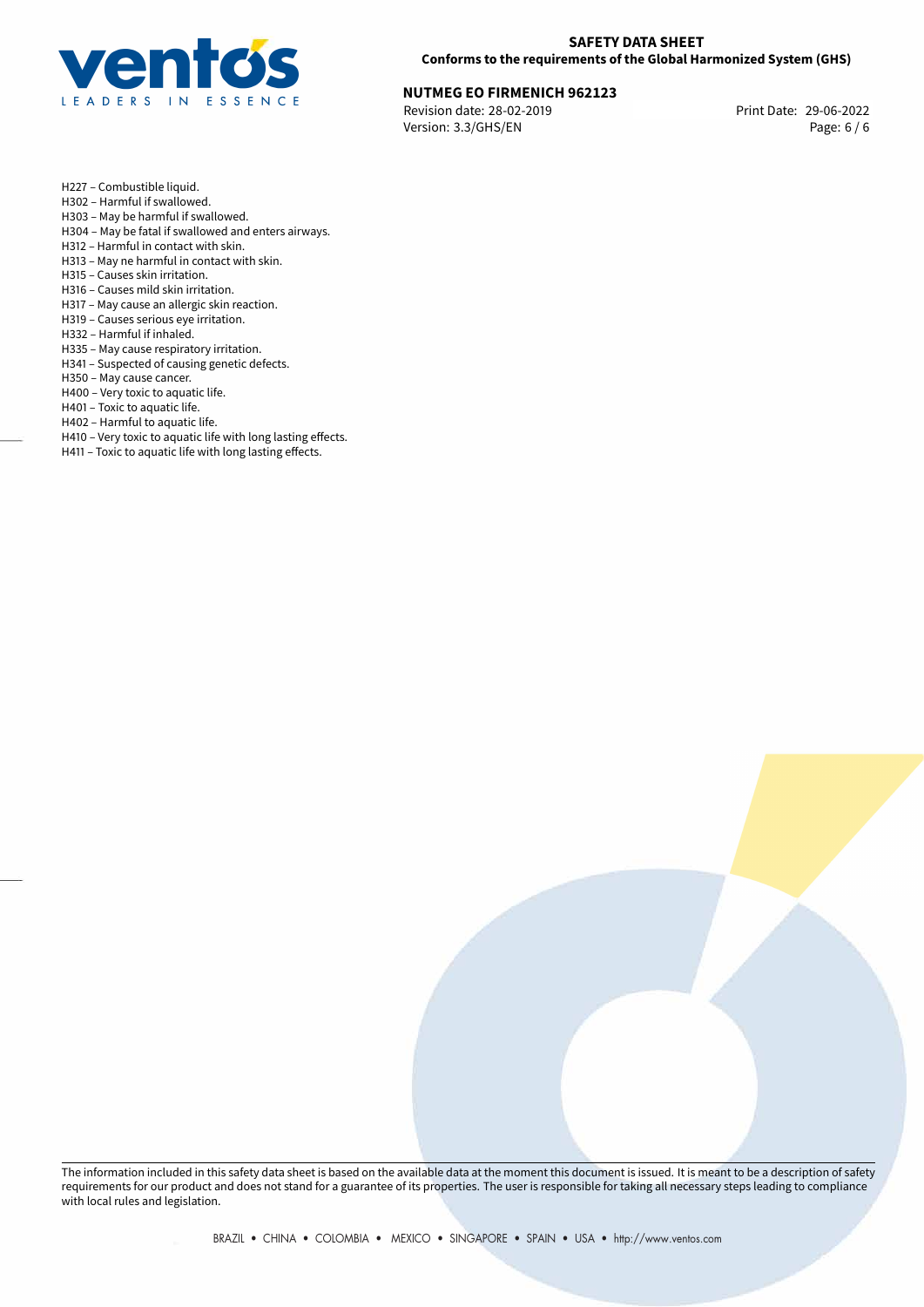H227 – Combustible liquid.
H302 – Harmful if swallowed.
H303 – May be harmful if swallowed.
H304 – May be fatal if swallowed and enters airways.
H312 – Harmful in contact with skin.
H313 – May ne harmful in contact with skin.
H315 – Causes skin irritation.
H316 – Causes mild skin irritation.
H317 – May cause an allergic skin reaction.
H319 – Causes serious eye irritation.
H332 – Harmful if inhaled.
H335 – May cause respiratory irritation.
H341 – Suspected of causing genetic defects.
H350 – May cause cancer.
H400 – Very toxic to aquatic life.
H401 – Toxic to aquatic life.
H402 – Harmful to aquatic life.
H410 – Very toxic to aquatic life with long lasting effects.
H411 – Toxic to aquatic life with long lasting effects.

The information included in this safety data sheet is based on the available data at the moment this document is issued. It is meant to be a description of safety requirements for our product and does not stand for a guarantee of its properties. The user is responsible for taking all necessary steps leading to compliance with local rules and legislation.